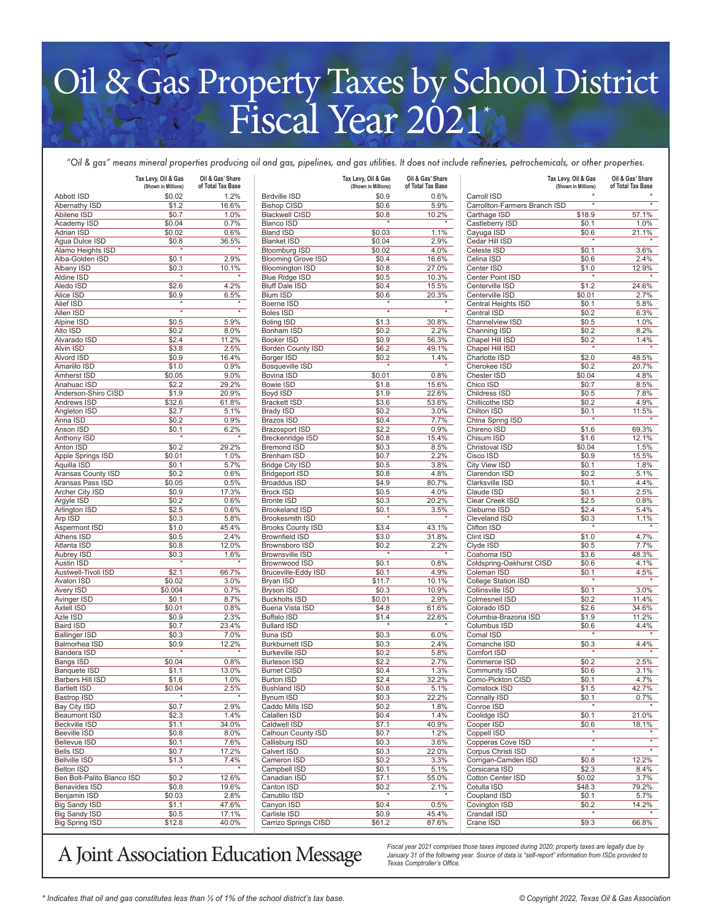# Oil & Gas Property Taxes by School District Fiscal Year 2021*

*"Oil & gas" means mineral properties producing oil and gas, pipelines, and gas utilities. It does not include refineries, petrochemicals, or other properties.*

| | Tax Levy, Oil & Gas (Shown in Millions) | Oil & Gas' Share of Total Tax Base |
|---|---|---|
| Abbott ISD | $0.02 | 1.2% |
| Abernathy ISD | $1.2 | 16.6% |
| Abilene ISD | $0.7 | 1.0% |
| Academy ISD | $0.04 | 0.7% |
| Adrian ISD | $0.02 | 0.6% |
| Agua Dulce ISD | $0.8 | 36.5% |
| Alamo Heights ISD | * | * |
| Alba-Golden ISD | $0.1 | 2.9% |
| Albany ISD | $0.3 | 10.1% |
| Aldine ISD | * | * |
| Aledo ISD | $2.6 | 4.2% |
| Alice ISD | $0.9 | 6.5% |
| Alief ISD | * | * |
| Allen ISD | * | * |
| Alpine ISD | $0.5 | 5.9% |
| Alto ISD | $0.2 | 8.0% |
| Alvarado ISD | $2.4 | 11.2% |
| Alvin ISD | $3.8 | 2.5% |
| Alvord ISD | $0.9 | 16.4% |
| Amarillo ISD | $1.0 | 0.9% |
| Amherst ISD | $0.05 | 9.0% |
| Anahuac ISD | $2.2 | 29.2% |
| Anderson-Shiro CISD | $1.9 | 20.9% |
| Andrews ISD | $32.6 | 61.8% |
| Angleton ISD | $2.7 | 5.1% |
| Anna ISD | $0.2 | 0.9% |
| Anson ISD | $0.1 | 6.2% |
| Anthony ISD | * | * |
| Anton ISD | $0.2 | 29.2% |
| Apple Springs ISD | $0.01 | 1.0% |
| Aquilla ISD | $0.1 | 5.7% |
| Aransas County ISD | $0.2 | 0.6% |
| Aransas Pass ISD | $0.05 | 0.5% |
| Archer City ISD | $0.9 | 17.3% |
| Argyle ISD | $0.2 | 0.6% |
| Arlington ISD | $2.5 | 0.6% |
| Arp ISD | $0.3 | 5.8% |
| Aspermont ISD | $1.0 | 45.4% |
| Athens ISD | $0.5 | 2.4% |
| Atlanta ISD | $0.8 | 12.0% |
| Aubrey ISD | $0.3 | 1.6% |
| Austin ISD | * | * |
| Austwell-Tivoli ISD | $2.1 | 66.7% |
| Avalon ISD | $0.02 | 3.0% |
| Avery ISD | $0.004 | 0.7% |
| Avinger ISD | $0.1 | 8.7% |
| Axtell ISD | $0.01 | 0.8% |
| Azle ISD | $0.9 | 2.3% |
| Baird ISD | $0.7 | 23.4% |
| Ballinger ISD | $0.3 | 7.0% |
| Balmorhea ISD | $0.9 | 12.2% |
| Bandera ISD | * | * |
| Bangs ISD | $0.04 | 0.8% |
| Banquete ISD | $1.1 | 13.0% |
| Barbers Hill ISD | $1.6 | 1.0% |
| Bartlett ISD | $0.04 | 2.5% |
| Bastrop ISD | * | * |
| Bay City ISD | $0.7 | 2.9% |
| Beaumont ISD | $2.3 | 1.4% |
| Beckville ISD | $1.1 | 34.0% |
| Beeville ISD | $0.8 | 8.0% |
| Bellevue ISD | $0.1 | 7.6% |
| Bells ISD | $0.7 | 17.2% |
| Bellville ISD | $1.3 | 7.4% |
| Belton ISD | * | * |
| Ben Bolt-Palito Blanco ISD | $0.2 | 12.6% |
| Benavides ISD | $0.8 | 19.6% |
| Benjamin ISD | $0.03 | 2.8% |
| Big Sandy ISD | $1.1 | 47.6% |
| Big Sandy ISD | $0.5 | 17.1% |
| Big Spring ISD | $12.8 | 40.0% |
| Birdville ISD | $0.9 | 0.6% |
| Bishop CISD | $0.6 | 5.9% |
| Blackwell CISD | $0.8 | 10.2% |
| Blanco ISD | * | * |
| Bland ISD | $0.03 | 1.1% |
| Blanket ISD | $0.04 | 2.9% |
| Bloomburg ISD | $0.02 | 4.0% |
| Blooming Grove ISD | $0.4 | 16.6% |
| Bloomington ISD | $0.8 | 27.0% |
| Blue Ridge ISD | $0.5 | 10.3% |
| Bluff Dale ISD | $0.4 | 15.5% |
| Blum ISD | $0.6 | 20.3% |
| Boerne ISD | * | * |
| Boles ISD | * | * |
| Boling ISD | $1.3 | 30.8% |
| Bonham ISD | $0.2 | 2.2% |
| Booker ISD | $0.9 | 56.3% |
| Borden County ISD | $6.2 | 49.1% |
| Borger ISD | $0.2 | 1.4% |
| Bosqueville ISD | * | * |
| Bovina ISD | $0.01 | 0.8% |
| Bowie ISD | $1.8 | 15.6% |
| Boyd ISD | $1.9 | 22.6% |
| Brackett ISD | $3.6 | 53.6% |
| Brady ISD | $0.2 | 3.0% |
| Brazos ISD | $0.4 | 7.7% |
| Brazosport ISD | $2.2 | 0.9% |
| Breckenridge ISD | $0.8 | 15.4% |
| Bremond ISD | $0.3 | 8.5% |
| Brenham ISD | $0.7 | 2.2% |
| Bridge City ISD | $0.5 | 3.8% |
| Bridgeport ISD | $0.8 | 4.8% |
| Broaddus ISD | $4.9 | 80.7% |
| Brock ISD | $0.5 | 4.0% |
| Bronte ISD | $0.3 | 20.2% |
| Brookeland ISD | $0.1 | 3.5% |
| Brookesmith ISD | * | * |
| Brooks County ISD | $3.4 | 43.1% |
| Brownfield ISD | $3.0 | 31.8% |
| Brownsboro ISD | $0.2 | 2.2% |
| Brownsville ISD | * | * |
| Brownwood ISD | $0.1 | 0.8% |
| Bruceville-Eddy ISD | $0.1 | 4.9% |
| Bryan ISD | $11.7 | 10.1% |
| Bryson ISD | $0.3 | 10.9% |
| Buckholts ISD | $0.01 | 2.9% |
| Buena Vista ISD | $4.8 | 61.6% |
| Buffalo ISD | $1.4 | 22.6% |
| Bullard ISD | * | * |
| Buna ISD | $0.3 | 6.0% |
| Burkburnett ISD | $0.3 | 2.4% |
| Burkeville ISD | $0.2 | 5.8% |
| Burleson ISD | $2.2 | 2.7% |
| Burnet CISD | $0.4 | 1.3% |
| Burton ISD | $2.4 | 32.2% |
| Bushland ISD | $0.8 | 5.1% |
| Bynum ISD | $0.3 | 22.2% |
| Caddo Mills ISD | $0.2 | 1.8% |
| Calallen ISD | $0.4 | 1.4% |
| Caldwell ISD | $7.1 | 40.9% |
| Calhoun County ISD | $0.7 | 1.2% |
| Callisburg ISD | $0.3 | 3.6% |
| Calvert ISD | $0.3 | 22.0% |
| Cameron ISD | $0.2 | 3.3% |
| Campbell ISD | $0.1 | 5.1% |
| Canadian ISD | $7.1 | 55.0% |
| Canton ISD | $0.2 | 2.1% |
| Canutillo ISD | * | * |
| Canyon ISD | $0.4 | 0.5% |
| Carlisle ISD | $0.9 | 45.4% |
| Carrizo Springs CISD | $61.2 | 87.6% |
| Carroll ISD | * | * |
| Carrollton-Farmers Branch ISD | * | * |
| Carthage ISD | $18.9 | 57.1% |
| Castleberry ISD | $0.1 | 1.0% |
| Cayuga ISD | $0.6 | 21.1% |
| Cedar Hill ISD | * | * |
| Celeste ISD | $0.1 | 3.6% |
| Celina ISD | $0.6 | 2.4% |
| Center ISD | $1.0 | 12.9% |
| Center Point ISD | * | * |
| Centerville ISD | $1.2 | 24.6% |
| Centerville ISD | $0.01 | 2.7% |
| Central Heights ISD | $0.1 | 5.8% |
| Central ISD | $0.2 | 6.3% |
| Channelview ISD | $0.5 | 1.0% |
| Channing ISD | $0.2 | 8.2% |
| Chapel Hill ISD | $0.2 | 1.4% |
| Chapel Hill ISD | * | * |
| Charlotte ISD | $2.0 | 48.5% |
| Cherokee ISD | $0.2 | 20.7% |
| Chester ISD | $0.04 | 4.8% |
| Chico ISD | $0.7 | 8.5% |
| Childress ISD | $0.5 | 7.8% |
| Chillicothe ISD | $0.2 | 4.9% |
| Chilton ISD | $0.1 | 11.5% |
| China Spring ISD | * | * |
| Chireno ISD | $1.6 | 69.3% |
| Chisum ISD | $1.6 | 12.1% |
| Christoval ISD | $0.04 | 1.5% |
| Cisco ISD | $0.9 | 15.5% |
| City View ISD | $0.1 | 1.8% |
| Clarendon ISD | $0.2 | 5.1% |
| Clarksville ISD | $0.1 | 4.4% |
| Claude ISD | $0.1 | 2.5% |
| Clear Creek ISD | $2.5 | 0.8% |
| Cleburne ISD | $2.4 | 5.4% |
| Cleveland ISD | $0.3 | 1.1% |
| Clifton ISD | * | * |
| Clint ISD | $1.0 | 4.7% |
| Clyde ISD | $0.5 | 7.7% |
| Coahoma ISD | $3.6 | 48.3% |
| Coldspring-Oakhurst CISD | $0.6 | 4.1% |
| Coleman ISD | $0.1 | 4.5% |
| College Station ISD | * | * |
| Collinsville ISD | $0.1 | 3.0% |
| Colmesneil ISD | $0.2 | 11.4% |
| Colorado ISD | $2.6 | 34.6% |
| Columbia-Brazoria ISD | $1.9 | 11.2% |
| Columbus ISD | $0.6 | 4.4% |
| Comal ISD | * | * |
| Comanche ISD | $0.3 | 4.4% |
| Comfort ISD | * | * |
| Commerce ISD | $0.2 | 2.5% |
| Community ISD | $0.6 | 3.1% |
| Como-Pickton CISD | $0.1 | 4.7% |
| Comstock ISD | $1.5 | 42.7% |
| Connally ISD | $0.1 | 0.7% |
| Conroe ISD | * | * |
| Coolidge ISD | $0.1 | 21.0% |
| Cooper ISD | $0.6 | 18.1% |
| Coppell ISD | * | * |
| Copperas Cove ISD | * | * |
| Corpus Christi ISD | * | * |
| Corrigan-Camden ISD | $0.8 | 12.2% |
| Corsicana ISD | $2.3 | 8.4% |
| Cotton Center ISD | $0.02 | 3.7% |
| Cotulla ISD | $48.3 | 79.2% |
| Coupland ISD | $0.1 | 5.7% |
| Covington ISD | $0.2 | 14.2% |
| Crandall ISD | * | * |
| Crane ISD | $9.3 | 66.8% |

## A Joint Association Education Message

*Fiscal year 2021 comprises those taxes imposed during 2020; property taxes are legally due by January 31 of the following year. Source of data is "self-report" information from ISDs provided to Texas Comptroller's Office.*

*\* Indicates that oil and gas constitutes less than ½ of 1% of the school district's tax base.*

© Copyright 2022, Texas Oil & Gas Association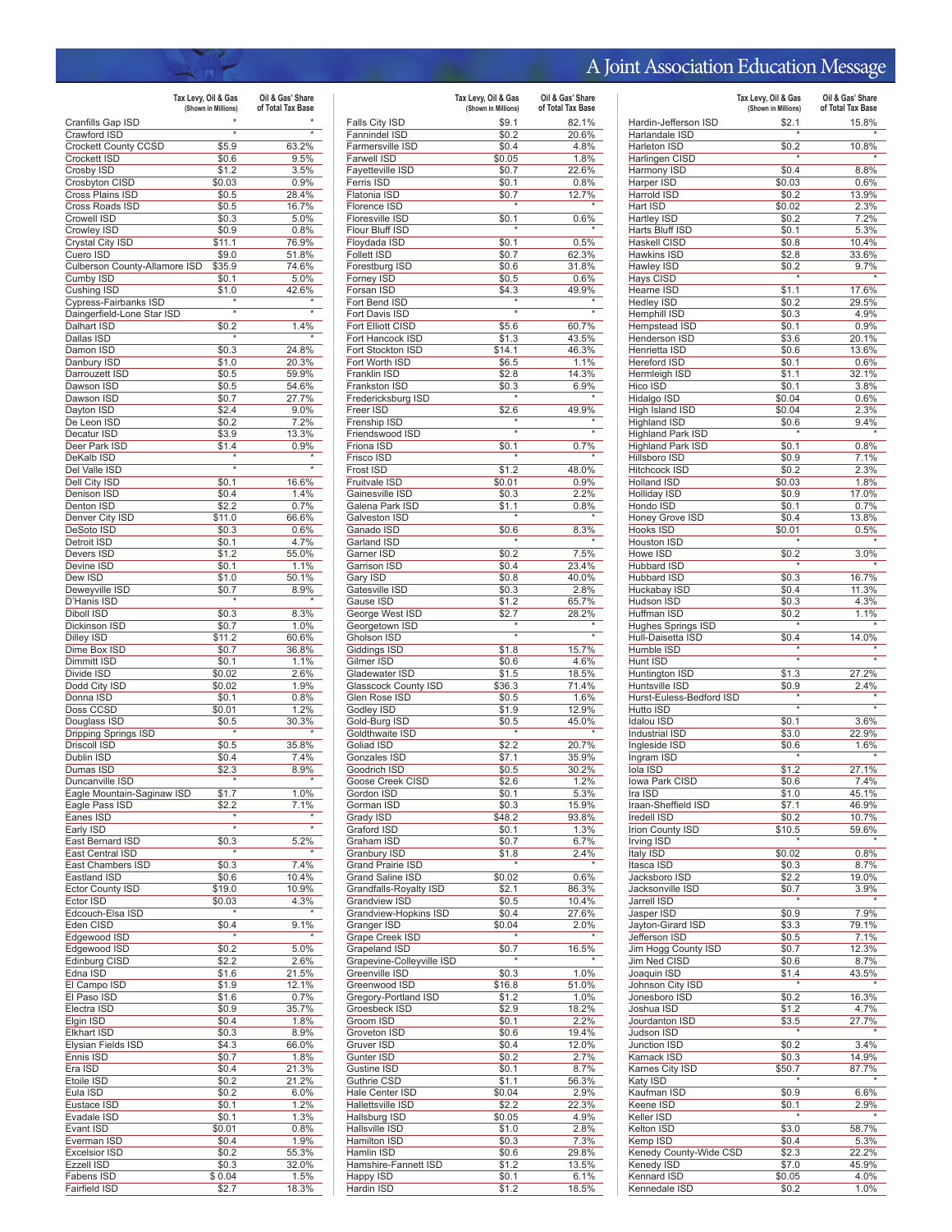# A Joint Association Education Message

| | Tax Levy, Oil & Gas (Shown in Millions) | Oil & Gas' Share of Total Tax Base |
|---|---|---|
| Cranfills Gap ISD | * | * |
| Crawford ISD | * | * |
| Crockett County CCSD | $5.9 | 63.2% |
| Crockett ISD | $0.6 | 9.5% |
| Crosby ISD | $1.2 | 3.5% |
| Crosbyton CISD | $0.03 | 0.9% |
| Cross Plains ISD | $0.5 | 28.4% |
| Cross Roads ISD | $0.5 | 16.7% |
| Crowell ISD | $0.3 | 5.0% |
| Crowley ISD | $0.9 | 0.8% |
| Crystal City ISD | $11.1 | 76.9% |
| Cuero ISD | $9.0 | 51.8% |
| Culberson County-Allamore ISD | $35.9 | 74.6% |
| Cumby ISD | $0.1 | 5.0% |
| Cushing ISD | $1.0 | 42.6% |
| Cypress-Fairbanks ISD | * | * |
| Daingerfield-Lone Star ISD | * | * |
| Dalhart ISD | $0.2 | 1.4% |
| Dallas ISD | * | * |
| Damon ISD | $0.3 | 24.8% |
| Danbury ISD | $1.0 | 20.3% |
| Darrouzett ISD | $0.5 | 59.9% |
| Dawson ISD | $0.5 | 54.6% |
| Dawson ISD | $0.7 | 27.7% |
| Dayton ISD | $2.4 | 9.0% |
| De Leon ISD | $0.2 | 7.2% |
| Decatur ISD | $3.9 | 13.3% |
| Deer Park ISD | $1.4 | 0.9% |
| DeKalb ISD | * | * |
| Del Valle ISD | * | * |
| Dell City ISD | $0.1 | 16.6% |
| Denison ISD | $0.4 | 1.4% |
| Denton ISD | $2.2 | 0.7% |
| Denver City ISD | $11.0 | 66.6% |
| DeSoto ISD | $0.3 | 0.6% |
| Detroit ISD | $0.1 | 4.7% |
| Devers ISD | $1.2 | 55.0% |
| Devine ISD | $0.1 | 1.1% |
| Dew ISD | $1.0 | 50.1% |
| Deweyville ISD | $0.7 | 8.9% |
| D'Hanis ISD | * | * |
| Diboll ISD | $0.3 | 8.3% |
| Dickinson ISD | $0.7 | 1.0% |
| Dilley ISD | $11.2 | 60.6% |
| Dime Box ISD | $0.7 | 36.8% |
| Dimmitt ISD | $0.1 | 1.1% |
| Divide ISD | $0.02 | 2.6% |
| Dodd City ISD | $0.02 | 1.9% |
| Donna ISD | $0.1 | 0.8% |
| Doss CCSD | $0.01 | 1.2% |
| Douglass ISD | $0.5 | 30.3% |
| Dripping Springs ISD | * | * |
| Driscoll ISD | $0.5 | 35.8% |
| Dublin ISD | $0.4 | 7.4% |
| Dumas ISD | $2.3 | 8.9% |
| Duncanville ISD | * | * |
| Eagle Mountain-Saginaw ISD | $1.7 | 1.0% |
| Eagle Pass ISD | $2.2 | 7.1% |
| Eanes ISD | * | * |
| Early ISD | * | * |
| East Bernard ISD | $0.3 | 5.2% |
| East Central ISD | * | * |
| East Chambers ISD | $0.3 | 7.4% |
| Eastland ISD | $0.6 | 10.4% |
| Ector County ISD | $19.0 | 10.9% |
| Ector ISD | $0.03 | 4.3% |
| Edcouch-Elsa ISD | * | * |
| Eden CISD | $0.4 | 9.1% |
| Edgewood ISD | * | * |
| Edgewood ISD | $0.2 | 5.0% |
| Edinburg CISD | $2.2 | 2.6% |
| Edna ISD | $1.6 | 21.5% |
| El Campo ISD | $1.9 | 12.1% |
| El Paso ISD | $1.6 | 0.7% |
| Electra ISD | $0.9 | 35.7% |
| Elgin ISD | $0.4 | 1.8% |
| Elkhart ISD | $0.3 | 8.9% |
| Elysian Fields ISD | $4.3 | 66.0% |
| Ennis ISD | $0.7 | 1.8% |
| Era ISD | $0.4 | 21.3% |
| Etoile ISD | $0.2 | 21.2% |
| Eula ISD | $0.2 | 6.0% |
| Eustace ISD | $0.1 | 1.2% |
| Evadale ISD | $0.1 | 1.3% |
| Evant ISD | $0.01 | 0.8% |
| Everman ISD | $0.4 | 1.9% |
| Excelsior ISD | $0.2 | 55.3% |
| Ezzell ISD | $0.3 | 32.0% |
| Fabens ISD | $ 0.04 | 1.5% |
| Fairfield ISD | $2.7 | 18.3% |
| Falls City ISD | $9.1 | 82.1% |
| Fannindel ISD | $0.2 | 20.6% |
| Farmersville ISD | $0.4 | 4.8% |
| Farwell ISD | $0.05 | 1.8% |
| Fayetteville ISD | $0.7 | 22.6% |
| Ferris ISD | $0.1 | 0.8% |
| Flatonia ISD | $0.7 | 12.7% |
| Florence ISD | * | * |
| Floresville ISD | $0.1 | 0.6% |
| Flour Bluff ISD | * | * |
| Floydada ISD | $0.1 | 0.5% |
| Follett ISD | $0.7 | 62.3% |
| Forestburg ISD | $0.6 | 31.8% |
| Forney ISD | $0.5 | 0.6% |
| Forsan ISD | $4.3 | 49.9% |
| Fort Bend ISD | * | * |
| Fort Davis ISD | * | * |
| Fort Elliott CISD | $5.6 | 60.7% |
| Fort Hancock ISD | $1.3 | 43.5% |
| Fort Stockton ISD | $14.1 | 46.3% |
| Fort Worth ISD | $6.5 | 1.1% |
| Franklin ISD | $2.8 | 14.3% |
| Frankston ISD | $0.3 | 6.9% |
| Fredericksburg ISD | * | * |
| Freer ISD | $2.6 | 49.9% |
| Frenship ISD | * | * |
| Friendswood ISD | * | * |
| Friona ISD | $0.1 | 0.7% |
| Frisco ISD | * | * |
| Frost ISD | $1.2 | 48.0% |
| Fruitvale ISD | $0.01 | 0.9% |
| Gainesville ISD | $0.3 | 2.2% |
| Galena Park ISD | $1.1 | 0.8% |
| Galveston ISD | * | * |
| Ganado ISD | $0.6 | 8.3% |
| Garland ISD | * | * |
| Garner ISD | $0.2 | 7.5% |
| Garrison ISD | $0.4 | 23.4% |
| Gary ISD | $0.8 | 40.0% |
| Gatesville ISD | $0.3 | 2.8% |
| Gause ISD | $1.2 | 65.7% |
| George West ISD | $2.7 | 28.2% |
| Georgetown ISD | * | * |
| Gholson ISD | * | * |
| Giddings ISD | $1.8 | 15.7% |
| Gilmer ISD | $0.6 | 4.6% |
| Gladewater ISD | $1.5 | 18.5% |
| Glasscock County ISD | $36.3 | 71.4% |
| Glen Rose ISD | $0.5 | 1.6% |
| Godley ISD | $1.9 | 12.9% |
| Gold-Burg ISD | $0.5 | 45.0% |
| Goldthwaite ISD | * | * |
| Goliad ISD | $2.2 | 20.7% |
| Gonzales ISD | $7.1 | 35.9% |
| Goodrich ISD | $0.5 | 30.2% |
| Goose Creek CISD | $2.6 | 1.2% |
| Gordon ISD | $0.1 | 5.3% |
| Gorman ISD | $0.3 | 15.9% |
| Grady ISD | $48.2 | 93.8% |
| Graford ISD | $0.1 | 1.3% |
| Graham ISD | $0.7 | 6.7% |
| Granbury ISD | $1.8 | 2.4% |
| Grand Prairie ISD | * | * |
| Grand Saline ISD | $0.02 | 0.6% |
| Grandfalls-Royalty ISD | $2.1 | 86.3% |
| Grandview ISD | $0.5 | 10.4% |
| Grandview-Hopkins ISD | $0.4 | 27.6% |
| Granger ISD | $0.04 | 2.0% |
| Grape Creek ISD | * | * |
| Grapeland ISD | $0.7 | 16.5% |
| Grapevine-Colleyville ISD | * | * |
| Greenville ISD | $0.3 | 1.0% |
| Greenwood ISD | $16.8 | 51.0% |
| Gregory-Portland ISD | $1.2 | 1.0% |
| Groesbeck ISD | $2.9 | 18.2% |
| Groom ISD | $0.1 | 2.2% |
| Groveton ISD | $0.6 | 19.4% |
| Gruver ISD | $0.4 | 12.0% |
| Gunter ISD | $0.2 | 2.7% |
| Gustine ISD | $0.1 | 8.7% |
| Guthrie CSD | $1.1 | 56.3% |
| Hale Center ISD | $0.04 | 2.9% |
| Hallettsville ISD | $2.2 | 22.3% |
| Hallsburg ISD | $0.05 | 4.9% |
| Hallsville ISD | $1.0 | 2.8% |
| Hamilton ISD | $0.3 | 7.3% |
| Hamlin ISD | $0.6 | 29.8% |
| Hamshire-Fannett ISD | $1.2 | 13.5% |
| Happy ISD | $0.1 | 6.1% |
| Hardin ISD | $1.2 | 18.5% |
| Hardin-Jefferson ISD | $2.1 | 15.8% |
| Harlandale ISD | * | * |
| Harleton ISD | $0.2 | 10.8% |
| Harlingen CISD | * | * |
| Harmony ISD | $0.4 | 8.8% |
| Harper ISD | $0.03 | 0.6% |
| Harrold ISD | $0.2 | 13.9% |
| Hart ISD | $0.02 | 2.3% |
| Hartley ISD | $0.2 | 7.2% |
| Harts Bluff ISD | $0.1 | 5.3% |
| Haskell CISD | $0.8 | 10.4% |
| Hawkins ISD | $2.8 | 33.6% |
| Hawley ISD | $0.2 | 9.7% |
| Hays CISD | * | * |
| Hearne ISD | $1.1 | 17.6% |
| Hedley ISD | $0.2 | 29.5% |
| Hemphill ISD | $0.3 | 4.9% |
| Hempstead ISD | $0.1 | 0.9% |
| Henderson ISD | $3.6 | 20.1% |
| Henrietta ISD | $0.6 | 13.6% |
| Hereford ISD | $0.1 | 0.6% |
| Hermleigh ISD | $1.1 | 32.1% |
| Hico ISD | $0.1 | 3.8% |
| Hidalgo ISD | $0.04 | 0.6% |
| High Island ISD | $0.04 | 2.3% |
| Highland ISD | $0.6 | 9.4% |
| Highland Park ISD | * | * |
| Highland Park ISD | $0.1 | 0.8% |
| Hillsboro ISD | $0.9 | 7.1% |
| Hitchcock ISD | $0.2 | 2.3% |
| Holland ISD | $0.03 | 1.8% |
| Holliday ISD | $0.9 | 17.0% |
| Hondo ISD | $0.1 | 0.7% |
| Honey Grove ISD | $0.4 | 13.8% |
| Hooks ISD | $0.01 | 0.5% |
| Houston ISD | * | * |
| Howe ISD | $0.2 | 3.0% |
| Hubbard ISD | * | * |
| Hubbard ISD | $0.3 | 16.7% |
| Huckabay ISD | $0.4 | 11.3% |
| Hudson ISD | $0.3 | 4.3% |
| Huffman ISD | $0.2 | 1.1% |
| Hughes Springs ISD | * | * |
| Hull-Daisetta ISD | $0.4 | 14.0% |
| Humble ISD | * | * |
| Hunt ISD | * | * |
| Huntington ISD | $1.3 | 27.2% |
| Huntsville ISD | $0.9 | 2.4% |
| Hurst-Euless-Bedford ISD | * | * |
| Hutto ISD | * | * |
| Idalou ISD | $0.1 | 3.6% |
| Industrial ISD | $3.0 | 22.9% |
| Ingleside ISD | $0.6 | 1.6% |
| Ingram ISD | * | * |
| Iola ISD | $1.2 | 27.1% |
| Iowa Park CISD | $0.6 | 7.4% |
| Ira ISD | $1.0 | 45.1% |
| Iraan-Sheffield ISD | $7.1 | 46.9% |
| Iredell ISD | $0.2 | 10.7% |
| Irion County ISD | $10.5 | 59.6% |
| Irving ISD | * | * |
| Italy ISD | $0.02 | 0.8% |
| Itasca ISD | $0.3 | 8.7% |
| Jacksboro ISD | $2.2 | 19.0% |
| Jacksonville ISD | $0.7 | 3.9% |
| Jarrell ISD | * | * |
| Jasper ISD | $0.9 | 7.9% |
| Jayton-Girard ISD | $3.3 | 79.1% |
| Jefferson ISD | $0.5 | 7.1% |
| Jim Hogg County ISD | $0.7 | 12.3% |
| Jim Ned CISD | $0.6 | 8.7% |
| Joaquin ISD | $1.4 | 43.5% |
| Johnson City ISD | * | * |
| Jonesboro ISD | $0.2 | 16.3% |
| Joshua ISD | $1.2 | 4.7% |
| Jourdanton ISD | $3.5 | 27.7% |
| Judson ISD | * | * |
| Junction ISD | $0.2 | 3.4% |
| Karnack ISD | $0.3 | 14.9% |
| Karnes City ISD | $50.7 | 87.7% |
| Katy ISD | * | * |
| Kaufman ISD | $0.9 | 6.6% |
| Keene ISD | $0.1 | 2.9% |
| Keller ISD | * | * |
| Kelton ISD | $3.0 | 58.7% |
| Kemp ISD | $0.4 | 5.3% |
| Kenedy County-Wide CSD | $2.3 | 22.2% |
| Kenedy ISD | $7.0 | 45.9% |
| Kennard ISD | $0.05 | 4.0% |
| Kennedale ISD | $0.2 | 1.0% |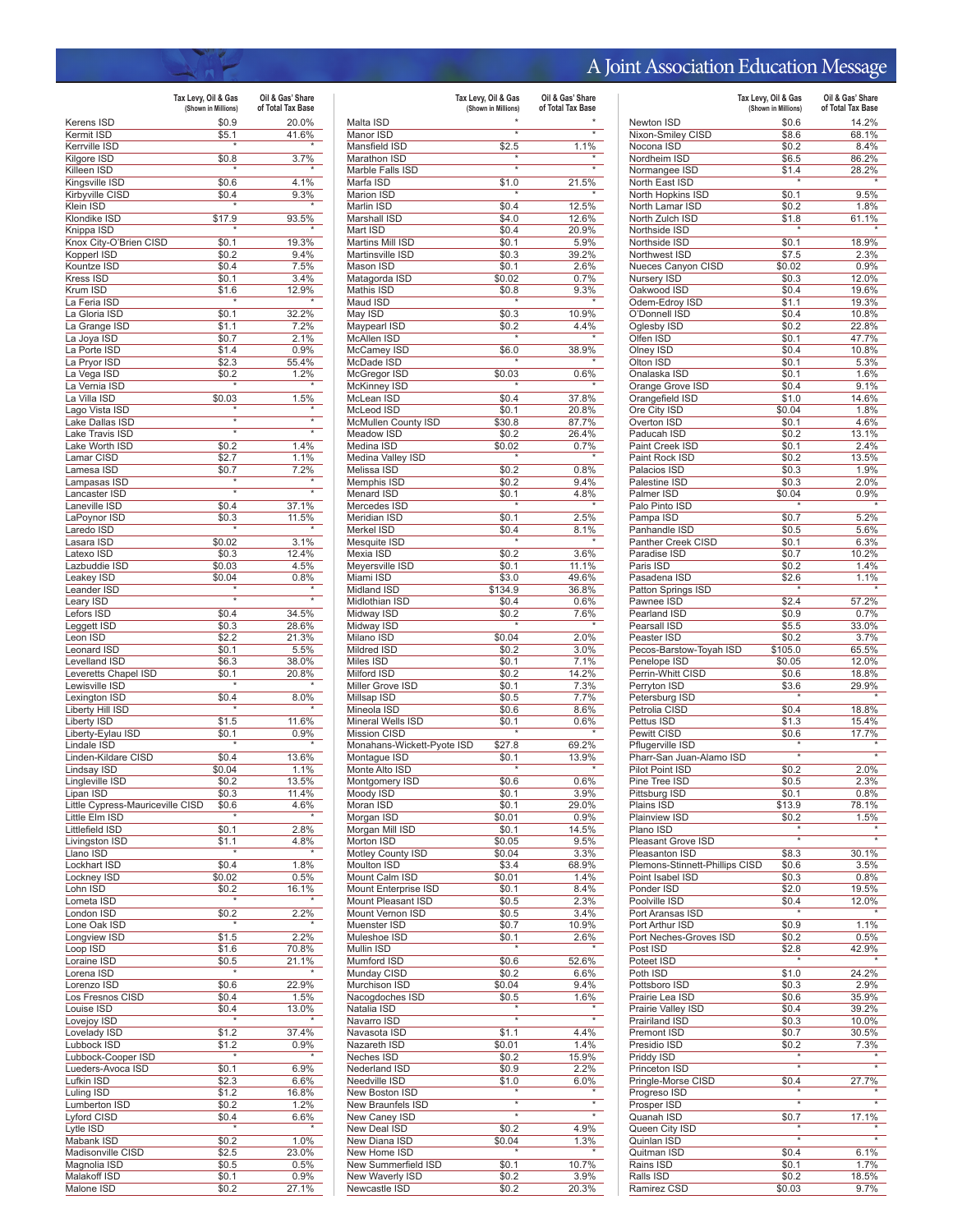# A Joint Association Education Message

| | Tax Levy, Oil & Gas (Shown in Millions) | Oil & Gas' Share of Total Tax Base |
|---|---|---|
| Kerens ISD | $0.9 | 20.0% |
| Kermit ISD | $5.1 | 41.6% |
| Kerrville ISD | * | * |
| Kilgore ISD | $0.8 | 3.7% |
| Killeen ISD | * | * |
| Kingsville ISD | $0.6 | 4.1% |
| Kirbyville CISD | $0.4 | 9.3% |
| Klein ISD | * | * |
| Klondike ISD | $17.9 | 93.5% |
| Knippa ISD | * | * |
| Knox City-O'Brien CISD | $0.1 | 19.3% |
| Kopperl ISD | $0.2 | 9.4% |
| Kountze ISD | $0.4 | 7.5% |
| Kress ISD | $0.1 | 3.4% |
| Krum ISD | $1.6 | 12.9% |
| La Feria ISD | * | * |
| La Gloria ISD | $0.1 | 32.2% |
| La Grange ISD | $1.1 | 7.2% |
| La Joya ISD | $0.7 | 2.1% |
| La Porte ISD | $1.4 | 0.9% |
| La Pryor ISD | $2.3 | 55.4% |
| La Vega ISD | $0.2 | 1.2% |
| La Vernia ISD | * | * |
| La Villa ISD | $0.03 | 1.5% |
| Lago Vista ISD | * | * |
| Lake Dallas ISD | * | * |
| Lake Travis ISD | * | * |
| Lake Worth ISD | $0.2 | 1.4% |
| Lamar CISD | $2.7 | 1.1% |
| Lamesa ISD | $0.7 | 7.2% |
| Lampasas ISD | * | * |
| Lancaster ISD | * | * |
| Laneville ISD | $0.4 | 37.1% |
| LaPoynor ISD | $0.3 | 11.5% |
| Laredo ISD | * | * |
| Lasara ISD | $0.02 | 3.1% |
| Latexo ISD | $0.3 | 12.4% |
| Lazbuddie ISD | $0.03 | 4.5% |
| Leakey ISD | $0.04 | 0.8% |
| Leander ISD | * | * |
| Leary ISD | * | * |
| Lefors ISD | $0.4 | 34.5% |
| Leggett ISD | $0.3 | 28.6% |
| Leon ISD | $2.2 | 21.3% |
| Leonard ISD | $0.1 | 5.5% |
| Levelland ISD | $6.3 | 38.0% |
| Leveretts Chapel ISD | $0.1 | 20.8% |
| Lewisville ISD | * | * |
| Lexington ISD | $0.4 | 8.0% |
| Liberty Hill ISD | * | * |
| Liberty ISD | $1.5 | 11.6% |
| Liberty-Eylau ISD | $0.1 | 0.9% |
| Lindale ISD | * | * |
| Linden-Kildare CISD | $0.4 | 13.6% |
| Lindsay ISD | $0.04 | 1.1% |
| Lingleville ISD | $0.2 | 13.5% |
| Lipan ISD | $0.3 | 11.4% |
| Little Cypress-Mauriceville CISD | $0.6 | 4.6% |
| Little Elm ISD | * | * |
| Littlefield ISD | $0.1 | 2.8% |
| Livingston ISD | $1.1 | 4.8% |
| Llano ISD | * | * |
| Lockhart ISD | $0.4 | 1.8% |
| Lockney ISD | $0.02 | 0.5% |
| Lohn ISD | $0.2 | 16.1% |
| Lometa ISD | * | * |
| London ISD | $0.2 | 2.2% |
| Lone Oak ISD | * | * |
| Longview ISD | $1.5 | 2.2% |
| Loop ISD | $1.6 | 70.8% |
| Loraine ISD | $0.5 | 21.1% |
| Lorena ISD | * | * |
| Lorenzo ISD | $0.6 | 22.9% |
| Los Fresnos CISD | $0.4 | 1.5% |
| Louise ISD | $0.4 | 13.0% |
| Lovejoy ISD | * | * |
| Lovelady ISD | $1.2 | 37.4% |
| Lubbock ISD | $1.2 | 0.9% |
| Lubbock-Cooper ISD | * | * |
| Lueders-Avoca ISD | $0.1 | 6.9% |
| Lufkin ISD | $2.3 | 6.6% |
| Luling ISD | $1.2 | 16.8% |
| Lumberton ISD | $0.2 | 1.2% |
| Lyford CISD | $0.4 | 6.6% |
| Lytle ISD | * | * |
| Mabank ISD | $0.2 | 1.0% |
| Madisonville CISD | $2.5 | 23.0% |
| Magnolia ISD | $0.5 | 0.5% |
| Malakoff ISD | $0.1 | 0.9% |
| Malone ISD | $0.2 | 27.1% |
| Malta ISD | * | * |
| Manor ISD | * | * |
| Mansfield ISD | $2.5 | 1.1% |
| Marathon ISD | * | * |
| Marble Falls ISD | * | * |
| Marfa ISD | $1.0 | 21.5% |
| Marion ISD | * | * |
| Marlin ISD | $0.4 | 12.5% |
| Marshall ISD | $4.0 | 12.6% |
| Mart ISD | $0.4 | 20.9% |
| Martins Mill ISD | $0.1 | 5.9% |
| Martinsville ISD | $0.3 | 39.2% |
| Mason ISD | $0.1 | 2.6% |
| Matagorda ISD | $0.02 | 0.7% |
| Mathis ISD | $0.8 | 9.3% |
| Maud ISD | * | * |
| May ISD | $0.3 | 10.9% |
| Maypearl ISD | $0.2 | 4.4% |
| McAllen ISD | * | * |
| McCamey ISD | $6.0 | 38.9% |
| McDade ISD | * | * |
| McGregor ISD | $0.03 | 0.6% |
| McKinney ISD | * | * |
| McLean ISD | $0.4 | 37.8% |
| McLeod ISD | $0.1 | 20.8% |
| McMullen County ISD | $30.8 | 87.7% |
| Meadow ISD | $0.2 | 26.4% |
| Medina ISD | $0.02 | 0.7% |
| Medina Valley ISD | * | * |
| Melissa ISD | $0.2 | 0.8% |
| Memphis ISD | $0.2 | 9.4% |
| Menard ISD | $0.1 | 4.8% |
| Mercedes ISD | * | * |
| Meridian ISD | $0.1 | 2.5% |
| Merkel ISD | $0.4 | 8.1% |
| Mesquite ISD | * | * |
| Mexia ISD | $0.2 | 3.6% |
| Meyersville ISD | $0.1 | 11.1% |
| Miami ISD | $3.0 | 49.6% |
| Midland ISD | $134.9 | 36.8% |
| Midlothian ISD | $0.4 | 0.6% |
| Midway ISD | $0.2 | 7.6% |
| Midway ISD | * | * |
| Milano ISD | $0.04 | 2.0% |
| Mildred ISD | $0.2 | 3.0% |
| Miles ISD | $0.1 | 7.1% |
| Milford ISD | $0.2 | 14.2% |
| Miller Grove ISD | $0.1 | 7.3% |
| Millsap ISD | $0.5 | 7.7% |
| Mineola ISD | $0.6 | 8.6% |
| Mineral Wells ISD | $0.1 | 0.6% |
| Mission CISD | * | * |
| Monahans-Wickett-Pyote ISD | $27.8 | 69.2% |
| Montague ISD | $0.1 | 13.9% |
| Monte Alto ISD | * | * |
| Montgomery ISD | $0.6 | 0.6% |
| Moody ISD | $0.1 | 3.9% |
| Moran ISD | $0.1 | 29.0% |
| Morgan ISD | $0.01 | 0.9% |
| Morgan Mill ISD | $0.1 | 14.5% |
| Morton ISD | $0.05 | 9.5% |
| Motley County ISD | $0.04 | 3.3% |
| Moulton ISD | $3.4 | 68.9% |
| Mount Calm ISD | $0.01 | 1.4% |
| Mount Enterprise ISD | $0.1 | 8.4% |
| Mount Pleasant ISD | $0.5 | 2.3% |
| Mount Vernon ISD | $0.5 | 3.4% |
| Muenster ISD | $0.7 | 10.9% |
| Muleshoe ISD | $0.1 | 2.6% |
| Mullin ISD | * | * |
| Mumford ISD | $0.6 | 52.6% |
| Munday CISD | $0.2 | 6.6% |
| Murchison ISD | $0.04 | 9.4% |
| Nacogdoches ISD | $0.5 | 1.6% |
| Natalia ISD | * | * |
| Navarro ISD | * | * |
| Navasota ISD | $1.1 | 4.4% |
| Nazareth ISD | $0.01 | 1.4% |
| Neches ISD | $0.2 | 15.9% |
| Nederland ISD | $0.9 | 2.2% |
| Needville ISD | $1.0 | 6.0% |
| New Boston ISD | * | * |
| New Braunfels ISD | * | * |
| New Caney ISD | * | * |
| New Deal ISD | $0.2 | 4.9% |
| New Diana ISD | $0.04 | 1.3% |
| New Home ISD | * | * |
| New Summerfield ISD | $0.1 | 10.7% |
| New Waverly ISD | $0.2 | 3.9% |
| Newcastle ISD | $0.2 | 20.3% |
| Newton ISD | $0.6 | 14.2% |
| Nixon-Smiley CISD | $8.6 | 68.1% |
| Nocona ISD | $0.2 | 8.4% |
| Nordheim ISD | $6.5 | 86.2% |
| Normangee ISD | $1.4 | 28.2% |
| North East ISD | * | * |
| North Hopkins ISD | $0.1 | 9.5% |
| North Lamar ISD | $0.2 | 1.8% |
| North Zulch ISD | $1.8 | 61.1% |
| Northside ISD | * | * |
| Northside ISD | $0.1 | 18.9% |
| Northwest ISD | $7.5 | 2.3% |
| Nueces Canyon CISD | $0.02 | 0.9% |
| Nursery ISD | $0.3 | 12.0% |
| Oakwood ISD | $0.4 | 19.6% |
| Odem-Edroy ISD | $1.1 | 19.3% |
| O'Donnell ISD | $0.4 | 10.8% |
| Oglesby ISD | $0.2 | 22.8% |
| Olfen ISD | $0.1 | 47.7% |
| Olney ISD | $0.4 | 10.8% |
| Olton ISD | $0.1 | 5.3% |
| Onalaska ISD | $0.1 | 1.6% |
| Orange Grove ISD | $0.4 | 9.1% |
| Orangefield ISD | $1.0 | 14.6% |
| Ore City ISD | $0.04 | 1.8% |
| Overton ISD | $0.1 | 4.6% |
| Paducah ISD | $0.2 | 13.1% |
| Paint Creek ISD | $0.1 | 2.4% |
| Paint Rock ISD | $0.2 | 13.5% |
| Palacios ISD | $0.3 | 1.9% |
| Palestine ISD | $0.3 | 2.0% |
| Palmer ISD | $0.04 | 0.9% |
| Palo Pinto ISD | * | * |
| Pampa ISD | $0.7 | 5.2% |
| Panhandle ISD | $0.5 | 5.6% |
| Panther Creek CISD | $0.1 | 6.3% |
| Paradise ISD | $0.7 | 10.2% |
| Paris ISD | $0.2 | 1.4% |
| Pasadena ISD | $2.6 | 1.1% |
| Patton Springs ISD | * | * |
| Pawnee ISD | $2.4 | 57.2% |
| Pearland ISD | $0.9 | 0.7% |
| Pearsall ISD | $5.5 | 33.0% |
| Peaster ISD | $0.2 | 3.7% |
| Pecos-Barstow-Toyah ISD | $105.0 | 65.5% |
| Penelope ISD | $0.05 | 12.0% |
| Perrin-Whitt CISD | $0.6 | 18.8% |
| Perryton ISD | $3.6 | 29.9% |
| Petersburg ISD | * | * |
| Petrolia CISD | $0.4 | 18.8% |
| Pettus ISD | $1.3 | 15.4% |
| Pewitt CISD | $0.6 | 17.7% |
| Pflugerville ISD | * | * |
| Pharr-San Juan-Alamo ISD | * | * |
| Pilot Point ISD | $0.2 | 2.0% |
| Pine Tree ISD | $0.5 | 2.3% |
| Pittsburg ISD | $0.1 | 0.8% |
| Plains ISD | $13.9 | 78.1% |
| Plainview ISD | $0.2 | 1.5% |
| Plano ISD | * | * |
| Pleasant Grove ISD | * | * |
| Pleasanton ISD | $8.3 | 30.1% |
| Plemons-Stinnett-Phillips CISD | $0.6 | 3.5% |
| Point Isabel ISD | $0.3 | 0.8% |
| Ponder ISD | $2.0 | 19.5% |
| Poolville ISD | $0.4 | 12.0% |
| Port Aransas ISD | * | * |
| Port Arthur ISD | $0.9 | 1.1% |
| Port Neches-Groves ISD | $0.2 | 0.5% |
| Post ISD | $2.8 | 42.9% |
| Poteet ISD | * | * |
| Poth ISD | $1.0 | 24.2% |
| Pottsboro ISD | $0.3 | 2.9% |
| Prairie Lea ISD | $0.6 | 35.9% |
| Prairie Valley ISD | $0.4 | 39.2% |
| Prairiland ISD | $0.3 | 10.0% |
| Premont ISD | $0.7 | 30.5% |
| Presidio ISD | $0.2 | 7.3% |
| Priddy ISD | * | * |
| Princeton ISD | * | * |
| Pringle-Morse CISD | $0.4 | 27.7% |
| Progreso ISD | * | * |
| Prosper ISD | * | * |
| Quanah ISD | $0.7 | 17.1% |
| Queen City ISD | * | * |
| Quinlan ISD | * | * |
| Quitman ISD | $0.4 | 6.1% |
| Rains ISD | $0.1 | 1.7% |
| Ralls ISD | $0.2 | 18.5% |
| Ramirez CSD | $0.03 | 9.7% |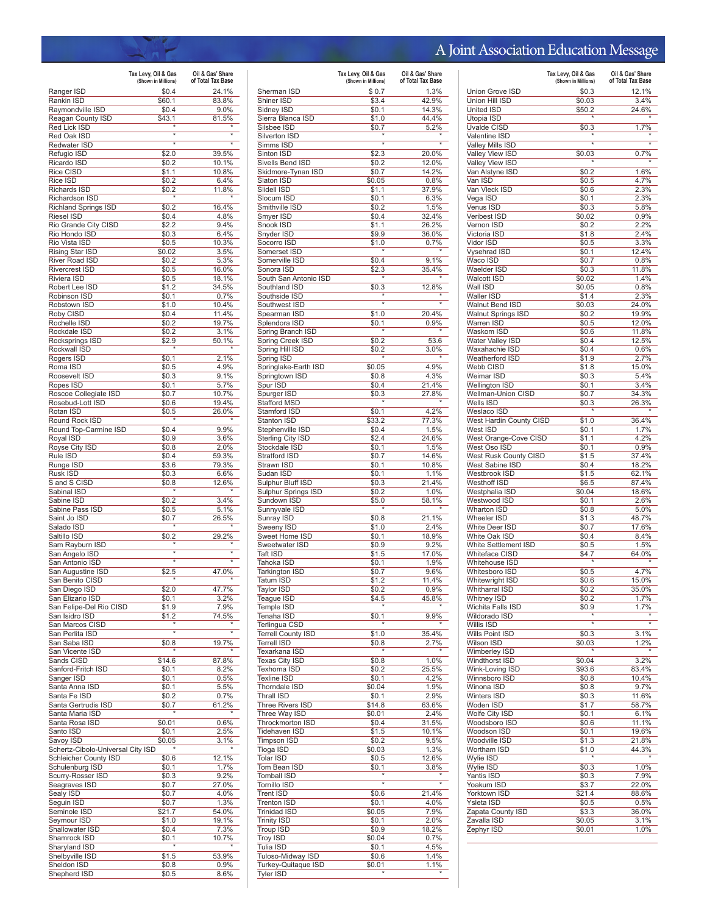# A Joint Association Education Message

| | Tax Levy, Oil & Gas (Shown in Millions) | Oil & Gas' Share of Total Tax Base |
|---|---|---|
| Ranger ISD | $0.4 | 24.1% |
| Rankin ISD | $60.1 | 83.8% |
| Raymondville ISD | $0.4 | 9.0% |
| Reagan County ISD | $43.1 | 81.5% |
| Red Lick ISD | * | * |
| Red Oak ISD | * | * |
| Redwater ISD | * | * |
| Refugio ISD | $2.0 | 39.5% |
| Ricardo ISD | $0.2 | 10.1% |
| Rice CISD | $1.1 | 10.8% |
| Rice ISD | $0.2 | 6.4% |
| Richards ISD | $0.2 | 11.8% |
| Richardson ISD | * | * |
| Richland Springs ISD | $0.2 | 16.4% |
| Riesel ISD | $0.4 | 4.8% |
| Rio Grande City CISD | $2.2 | 9.4% |
| Rio Hondo ISD | $0.3 | 6.4% |
| Rio Vista ISD | $0.5 | 10.3% |
| Rising Star ISD | $0.02 | 3.5% |
| River Road ISD | $0.2 | 5.3% |
| Rivercrest ISD | $0.5 | 16.0% |
| Riviera ISD | $0.5 | 18.1% |
| Robert Lee ISD | $1.2 | 34.5% |
| Robinson ISD | $0.1 | 0.7% |
| Robstown ISD | $1.0 | 10.4% |
| Roby CISD | $0.4 | 11.4% |
| Rochelle ISD | $0.2 | 19.7% |
| Rockdale ISD | $0.2 | 3.1% |
| Rocksprings ISD | $2.9 | 50.1% |
| Rockwall ISD | * | * |
| Rogers ISD | $0.1 | 2.1% |
| Roma ISD | $0.5 | 4.9% |
| Roosevelt ISD | $0.3 | 9.1% |
| Ropes ISD | $0.1 | 5.7% |
| Roscoe Collegiate ISD | $0.7 | 10.7% |
| Rosebud-Lott ISD | $0.6 | 19.4% |
| Rotan ISD | $0.5 | 26.0% |
| Round Rock ISD | * | * |
| Round Top-Carmine ISD | $0.4 | 9.9% |
| Royal ISD | $0.9 | 3.6% |
| Royse City ISD | $0.8 | 2.0% |
| Rule ISD | $0.4 | 59.3% |
| Runge ISD | $3.6 | 79.3% |
| Rusk ISD | $0.3 | 6.6% |
| S and S CISD | $0.8 | 12.6% |
| Sabinal ISD | * | * |
| Sabine ISD | $0.2 | 3.4% |
| Sabine Pass ISD | $0.5 | 5.1% |
| Saint Jo ISD | $0.7 | 26.5% |
| Salado ISD | * | * |
| Saltillo ISD | $0.2 | 29.2% |
| Sam Rayburn ISD | * | * |
| San Angelo ISD | * | * |
| San Antonio ISD | * | * |
| San Augustine ISD | $2.5 | 47.0% |
| San Benito CISD | * | * |
| San Diego ISD | $2.0 | 47.7% |
| San Elizario ISD | $0.1 | 3.2% |
| San Felipe-Del Rio CISD | $1.9 | 7.9% |
| San Isidro ISD | $1.2 | 74.5% |
| San Marcos CISD | * | * |
| San Perlita ISD | * | * |
| San Saba ISD | $0.8 | 19.7% |
| San Vicente ISD | * | * |
| Sands CISD | $14.6 | 87.8% |
| Sanford-Fritch ISD | $0.1 | 8.2% |
| Sanger ISD | $0.1 | 0.5% |
| Santa Anna ISD | $0.1 | 5.5% |
| Santa Fe ISD | $0.2 | 0.7% |
| Santa Gertrudis ISD | $0.7 | 61.2% |
| Santa Maria ISD | * | * |
| Santa Rosa ISD | $0.01 | 0.6% |
| Santo ISD | $0.1 | 2.5% |
| Savoy ISD | $0.05 | 3.1% |
| Schertz-Cibolo-Universal City ISD | * | * |
| Schleicher County ISD | $0.6 | 12.1% |
| Schulenburg ISD | $0.1 | 1.7% |
| Scurry-Rosser ISD | $0.3 | 9.2% |
| Seagraves ISD | $0.7 | 27.0% |
| Sealy ISD | $0.7 | 4.0% |
| Seguin ISD | $0.7 | 1.3% |
| Seminole ISD | $21.7 | 54.0% |
| Seymour ISD | $1.0 | 19.1% |
| Shallowater ISD | $0.4 | 7.3% |
| Shamrock ISD | $0.1 | 10.7% |
| Sharyland ISD | * | * |
| Shelbyville ISD | $1.5 | 53.9% |
| Sheldon ISD | $0.8 | 0.9% |
| Shepherd ISD | $0.5 | 8.6% |
| Sherman ISD | $ 0.7 | 1.3% |
| Shiner ISD | $3.4 | 42.9% |
| Sidney ISD | $0.1 | 14.3% |
| Sierra Blanca ISD | $1.0 | 44.4% |
| Silsbee ISD | $0.7 | 5.2% |
| Silverton ISD | * | * |
| Simms ISD | * | * |
| Sinton ISD | $2.3 | 20.0% |
| Sivells Bend ISD | $0.2 | 12.0% |
| Skidmore-Tynan ISD | $0.7 | 14.2% |
| Slaton ISD | $0.05 | 0.8% |
| Slidell ISD | $1.1 | 37.9% |
| Slocum ISD | $0.1 | 6.3% |
| Smithville ISD | $0.2 | 1.5% |
| Smyer ISD | $0.4 | 32.4% |
| Snook ISD | $1.1 | 26.2% |
| Snyder ISD | $9.9 | 36.0% |
| Socorro ISD | $1.0 | 0.7% |
| Somerset ISD | * | * |
| Somerville ISD | $0.4 | 9.1% |
| Sonora ISD | $2.3 | 35.4% |
| South San Antonio ISD | * | * |
| Southland ISD | $0.3 | 12.8% |
| Southside ISD | * | * |
| Southwest ISD | * | * |
| Spearman ISD | $1.0 | 20.4% |
| Splendora ISD | $0.1 | 0.9% |
| Spring Branch ISD | * | * |
| Spring Creek ISD | $0.2 | 53.6 |
| Spring Hill ISD | $0.2 | 3.0% |
| Spring ISD | * | * |
| Springlake-Earth ISD | $0.05 | 4.9% |
| Springtown ISD | $0.8 | 4.3% |
| Spur ISD | $0.4 | 21.4% |
| Spurger ISD | $0.3 | 27.8% |
| Stafford MSD | * | * |
| Stamford ISD | $0.1 | 4.2% |
| Stanton ISD | $33.2 | 77.3% |
| Stephenville ISD | $0.4 | 1.5% |
| Sterling City ISD | $2.4 | 24.6% |
| Stockdale ISD | $0.1 | 1.5% |
| Stratford ISD | $0.7 | 14.6% |
| Strawn ISD | $0.1 | 10.8% |
| Sudan ISD | $0.1 | 1.1% |
| Sulphur Bluff ISD | $0.3 | 21.4% |
| Sulphur Springs ISD | $0.2 | 1.0% |
| Sundown ISD | $5.0 | 58.1% |
| Sunnyvale ISD | * | * |
| Sunray ISD | $0.8 | 21.1% |
| Sweeny ISD | $1.0 | 2.4% |
| Sweet Home ISD | $0.1 | 18.9% |
| Sweetwater ISD | $0.9 | 9.2% |
| Taft ISD | $1.5 | 17.0% |
| Tahoka ISD | $0.1 | 1.9% |
| Tarkington ISD | $0.7 | 9.6% |
| Tatum ISD | $1.2 | 11.4% |
| Taylor ISD | $0.2 | 0.9% |
| Teague ISD | $4.5 | 45.8% |
| Temple ISD | * | * |
| Tenaha ISD | $0.1 | 9.9% |
| Terlingua CSD | * | * |
| Terrell County ISD | $1.0 | 35.4% |
| Terrell ISD | $0.8 | 2.7% |
| Texarkana ISD | * | * |
| Texas City ISD | $0.8 | 1.0% |
| Texhoma ISD | $0.2 | 25.5% |
| Texline ISD | $0.1 | 4.2% |
| Thorndale ISD | $0.04 | 1.9% |
| Thrall ISD | $0.1 | 2.9% |
| Three Rivers ISD | $14.8 | 63.6% |
| Three Way ISD | $0.01 | 2.4% |
| Throckmorton ISD | $0.4 | 31.5% |
| Tidehaven ISD | $1.5 | 10.1% |
| Timpson ISD | $0.2 | 9.5% |
| Tioga ISD | $0.03 | 1.3% |
| Tolar ISD | $0.5 | 12.6% |
| Tom Bean ISD | $0.1 | 3.8% |
| Tomball ISD | * | * |
| Tornillo ISD | * | * |
| Trent ISD | $0.6 | 21.4% |
| Trenton ISD | $0.1 | 4.0% |
| Trinidad ISD | $0.05 | 7.9% |
| Trinity ISD | $0.1 | 2.0% |
| Troup ISD | $0.9 | 18.2% |
| Troy ISD | $0.04 | 0.7% |
| Tulia ISD | $0.1 | 4.5% |
| Tuloso-Midway ISD | $0.6 | 1.4% |
| Turkey-Quitaque ISD | $0.01 | 1.1% |
| Tyler ISD | * | * |
| Union Grove ISD | $0.3 | 12.1% |
| Union Hill ISD | $0.03 | 3.4% |
| United ISD | $50.2 | 24.6% |
| Utopia ISD | * | * |
| Uvalde CISD | $0.3 | 1.7% |
| Valentine ISD | * | * |
| Valley Mills ISD | * | * |
| Valley View ISD | $0.03 | 0.7% |
| Valley View ISD | * | * |
| Van Alstyne ISD | $0.2 | 1.6% |
| Van ISD | $0.5 | 4.7% |
| Van Vleck ISD | $0.6 | 2.3% |
| Vega ISD | $0.1 | 2.3% |
| Venus ISD | $0.3 | 5.8% |
| Veribest ISD | $0.02 | 0.9% |
| Vernon ISD | $0.2 | 2.2% |
| Victoria ISD | $1.8 | 2.4% |
| Vidor ISD | $0.5 | 3.3% |
| Vysehrad ISD | $0.1 | 12.4% |
| Waco ISD | $0.7 | 0.8% |
| Waelder ISD | $0.3 | 11.8% |
| Walcott ISD | $0.02 | 1.4% |
| Wall ISD | $0.05 | 0.8% |
| Waller ISD | $1.4 | 2.3% |
| Walnut Bend ISD | $0.03 | 24.0% |
| Walnut Springs ISD | $0.2 | 19.9% |
| Warren ISD | $0.5 | 12.0% |
| Waskom ISD | $0.6 | 11.8% |
| Water Valley ISD | $0.4 | 12.5% |
| Waxahachie ISD | $0.4 | 0.6% |
| Weatherford ISD | $1.9 | 2.7% |
| Webb CISD | $1.8 | 15.0% |
| Weimar ISD | $0.3 | 5.4% |
| Wellington ISD | $0.1 | 3.4% |
| Wellman-Union CISD | $0.7 | 34.3% |
| Wells ISD | $0.3 | 26.3% |
| Weslaco ISD | * | * |
| West Hardin County CISD | $1.0 | 36.4% |
| West ISD | $0.1 | 1.7% |
| West Orange-Cove CISD | $1.1 | 4.2% |
| West Oso ISD | $0.1 | 0.9% |
| West Rusk County CISD | $1.5 | 37.4% |
| West Sabine ISD | $0.4 | 18.2% |
| Westbrook ISD | $1.5 | 62.1% |
| Westhoff ISD | $6.5 | 87.4% |
| Westphalia ISD | $0.04 | 18.6% |
| Westwood ISD | $0.1 | 2.6% |
| Wharton ISD | $0.8 | 5.0% |
| Wheeler ISD | $1.3 | 48.7% |
| White Deer ISD | $0.7 | 17.6% |
| White Oak ISD | $0.4 | 8.4% |
| White Settlement ISD | $0.5 | 1.5% |
| Whiteface CISD | $4.7 | 64.0% |
| Whitehouse ISD | * | * |
| Whitesboro ISD | $0.5 | 4.7% |
| Whitewright ISD | $0.6 | 15.0% |
| Whitharral ISD | $0.2 | 35.0% |
| Whitney ISD | $0.2 | 1.7% |
| Wichita Falls ISD | $0.9 | 1.7% |
| Wildorado ISD | * | * |
| Willis ISD | * | * |
| Wills Point ISD | $0.3 | 3.1% |
| Wilson ISD | $0.03 | 1.2% |
| Wimberley ISD | * | * |
| Windthorst ISD | $0.04 | 3.2% |
| Wink-Loving ISD | $93.6 | 83.4% |
| Winnsboro ISD | $0.8 | 10.4% |
| Winona ISD | $0.8 | 9.7% |
| Winters ISD | $0.3 | 11.6% |
| Woden ISD | $1.7 | 58.7% |
| Wolfe City ISD | $0.1 | 6.1% |
| Woodsboro ISD | $0.6 | 11.1% |
| Woodson ISD | $0.1 | 19.6% |
| Woodville ISD | $1.3 | 21.8% |
| Wortham ISD | $1.0 | 44.3% |
| Wylie ISD | * | * |
| Wylie ISD | $0.3 | 1.0% |
| Yantis ISD | $0.3 | 7.9% |
| Yoakum ISD | $3.7 | 22.0% |
| Yorktown ISD | $21.4 | 88.6% |
| Ysleta ISD | $0.5 | 0.5% |
| Zapata County ISD | $3.3 | 36.0% |
| Zavalla ISD | $0.05 | 3.1% |
| Zephyr ISD | $0.01 | 1.0% |